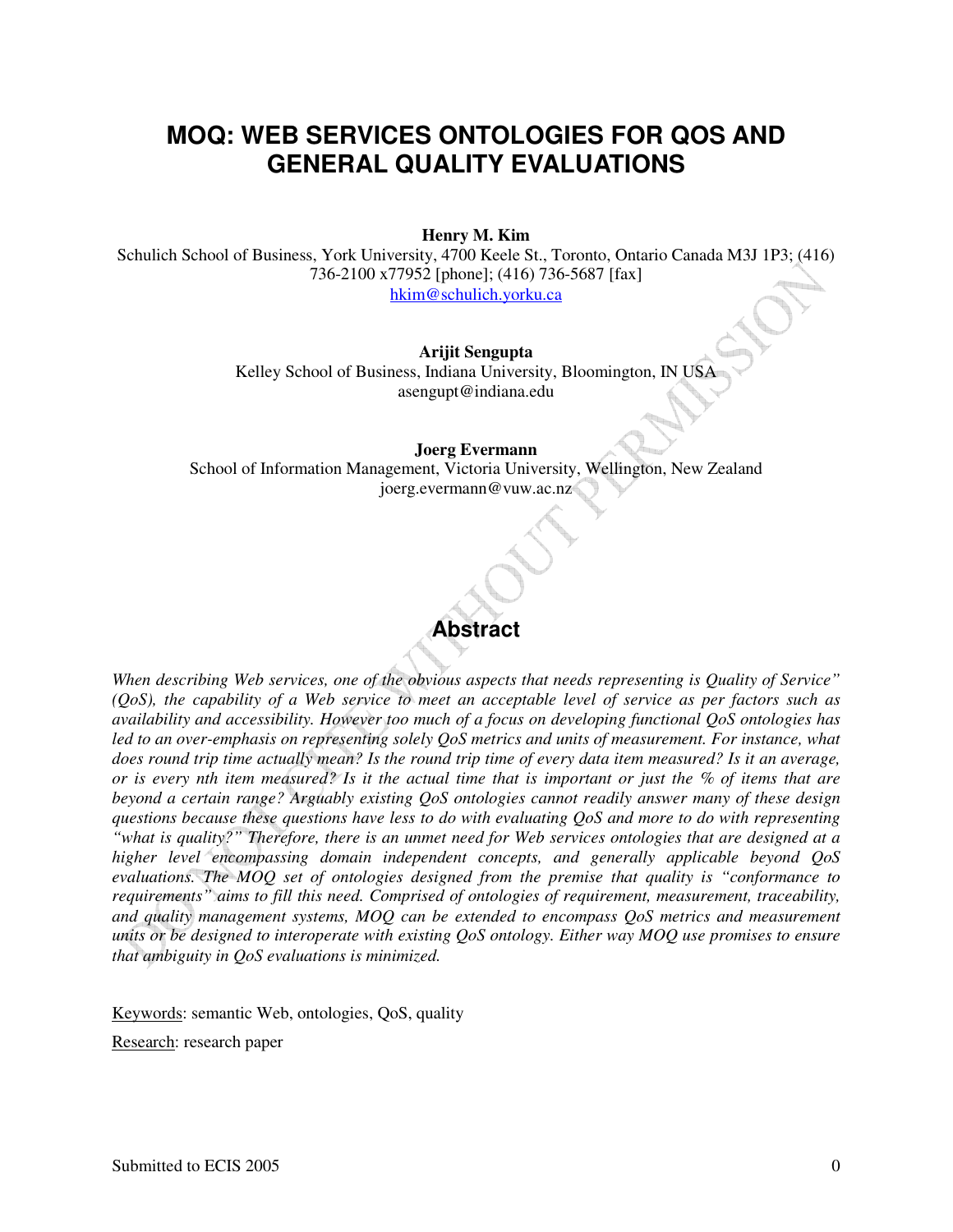# MOQ: WEB SERVICES ONTOLOGIES FOR QOS AND GENERAL QUALITY EVALUATIONS

**Henry M. Kim**

Schulich School of Business, York University, 4700 Keele St., Toronto, Ontario Canada M3J 1P3; (416) 736-2100 x77952 [phone]; (416) 736-5687 [fax]

hkim@schulich.yorku.ca

**Arijit Sengupta**

Kelley School of Business, Indiana University, Bloomington, IN USA

asengupt@indiana.edu

**Joerg Evermann**

School of Information Management, Victoria University, Wellington, New Zealand

joerg.evermann@vuw.ac.nz

## Abstract

*When describing Web services, one of the obvious aspects that needs representing is Quality of Service" (QoS), the capability of a Web service to meet an acceptable level of service as per factors such as availability and accessibility. However too much of a focus on developing functional QoS ontologies has led to an over-emphasis on representing solely QoS metrics and units of measurement. For instance, what does round trip time actually mean? Is the round trip time of every data item measured? Is it an average, or is every nth item measured? Is it the actual time that is important or just the % of items that are beyond a certain range? Arguably existing QoS ontologies cannot readily answer many of these design questions because these questions have less to do with evaluating QoS and more to do with representing "what is quality?" Therefore, there is an unmet need for Web services ontologies that are designed at a higher level encompassing domain independent concepts, and generally applicable beyond QoS evaluations. The MOQ set of ontologies designed from the premise that quality is "conformance to requirements" aims to fill this need. Comprised of ontologies of requirement, measurement, traceability, and quality management systems, MOQ can be extended to encompass QoS metrics and measurement units or be designed to interoperate with existing QoS ontology. Either way MOQ use promises to ensure that ambiguity in QoS evaluations is minimized.*

Keywords: semantic Web, ontologies, QoS, quality

Research: research paper

Submitted to ECIS 2005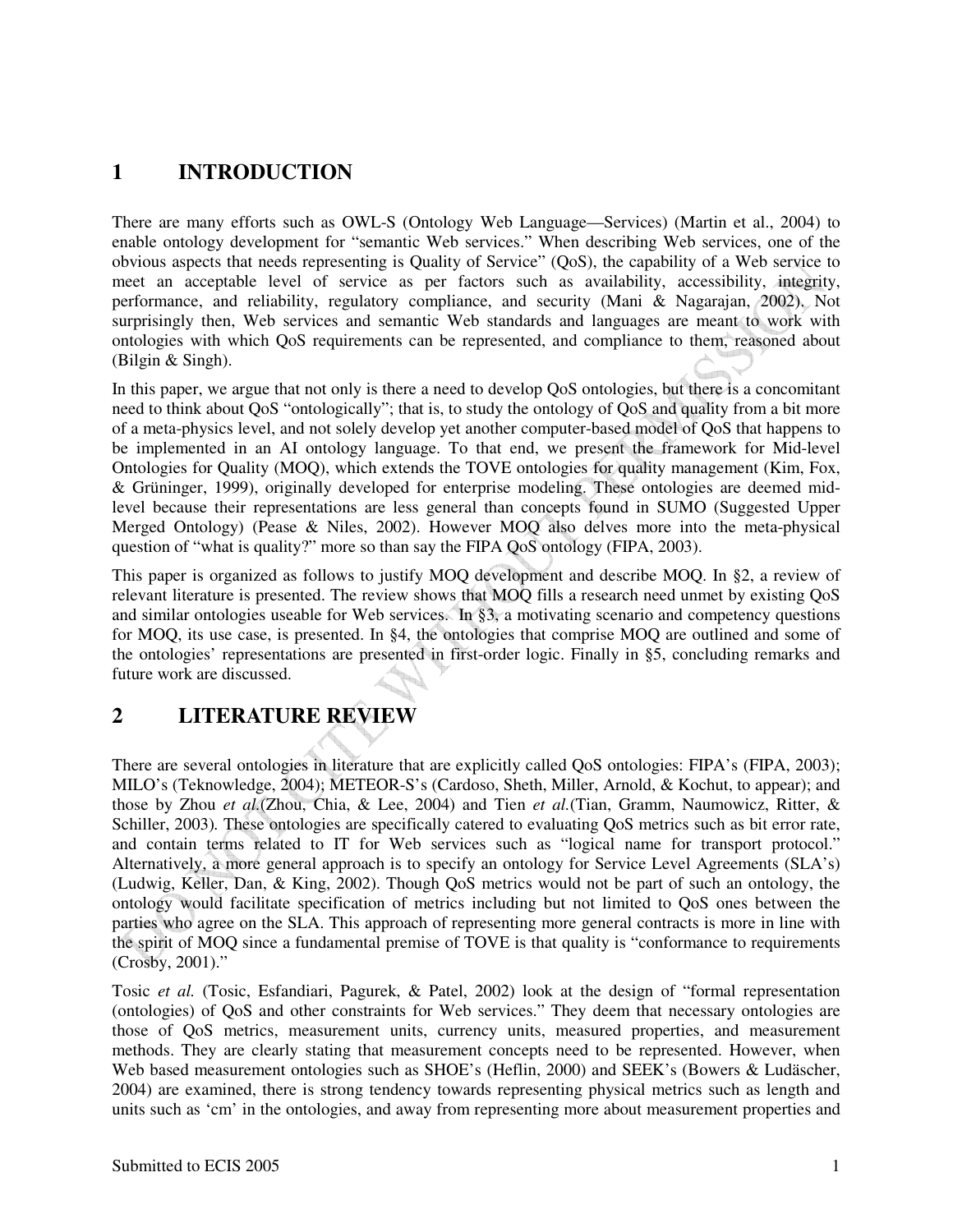# 1 INTRODUCTION

There are many efforts such as OWL-S (Ontology Web Language—Services) (Martin et al., 2004) to enable ontology development for "semantic Web services." When describing Web services, one of the obvious aspects that needs representing is Quality of Service" (QoS), the capability of a Web service to meet an acceptable level of service as per factors such as availability, accessibility, integrity, performance, and reliability, regulatory compliance, and security (Mani & Nagarajan, 2002). Not surprisingly then, Web services and semantic Web standards and languages are meant to work with ontologies with which QoS requirements can be represented, and compliance to them, reasoned about (Bilgin & Singh).

In this paper, we argue that not only is there a need to develop QoS ontologies, but there is a concomitant need to think about QoS "ontologically"; that is, to study the ontology of QoS and quality from a bit more of a meta-physics level, and not solely develop yet another computer-based model of QoS that happens to be implemented in an AI ontology language. To that end, we present the framework for Mid-level Ontologies for Quality (MOQ), which extends the TOVE ontologies for quality management (Kim, Fox, & Grüninger, 1999), originally developed for enterprise modeling. These ontologies are deemed mid-level because their representations are less general than concepts found in SUMO (Suggested Upper Merged Ontology) (Pease & Niles, 2002). However MOQ also delves more into the meta-physical question of "what is quality?" more so than say the FIPA QoS ontology (FIPA, 2003).

This paper is organized as follows to justify MOQ development and describe MOQ. In §2, a review of relevant literature is presented. The review shows that MOQ fills a research need unmet by existing QoS and similar ontologies useable for Web services. In §3, a motivating scenario and competency questions for MOQ, its use case, is presented. In §4, the ontologies that comprise MOQ are outlined and some of the ontologies' representations are presented in first-order logic. Finally in §5, concluding remarks and future work are discussed.

# 2 LITERATURE REVIEW

There are several ontologies in literature that are explicitly called QoS ontologies: FIPA's (FIPA, 2003); MILO's (Teknowledge, 2004); METEOR-S's (Cardoso, Sheth, Miller, Arnold, & Kochut, to appear); and those by Zhou *et al.*(Zhou, Chia, & Lee, 2004) and Tien *et al.*(Tian, Gramm, Naumowicz, Ritter, & Schiller, 2003). These ontologies are specifically catered to evaluating QoS metrics such as bit error rate, and contain terms related to IT for Web services such as "logical name for transport protocol." Alternatively, a more general approach is to specify an ontology for Service Level Agreements (SLA's) (Ludwig, Keller, Dan, & King, 2002). Though QoS metrics would not be part of such an ontology, the ontology would facilitate specification of metrics including but not limited to QoS ones between the parties who agree on the SLA. This approach of representing more general contracts is more in line with the spirit of MOQ since a fundamental premise of TOVE is that quality is "conformance to requirements (Crosby, 2001)."

Tosic *et al.* (Tosic, Esfandiari, Pagurek, & Patel, 2002) look at the design of "formal representation (ontologies) of QoS and other constraints for Web services." They deem that necessary ontologies are those of QoS metrics, measurement units, currency units, measured properties, and measurement methods. They are clearly stating that measurement concepts need to be represented. However, when Web based measurement ontologies such as SHOE's (Heflin, 2000) and SEEK's (Bowers & Ludäscher, 2004) are examined, there is strong tendency towards representing physical metrics such as length and units such as 'cm' in the ontologies, and away from representing more about measurement properties and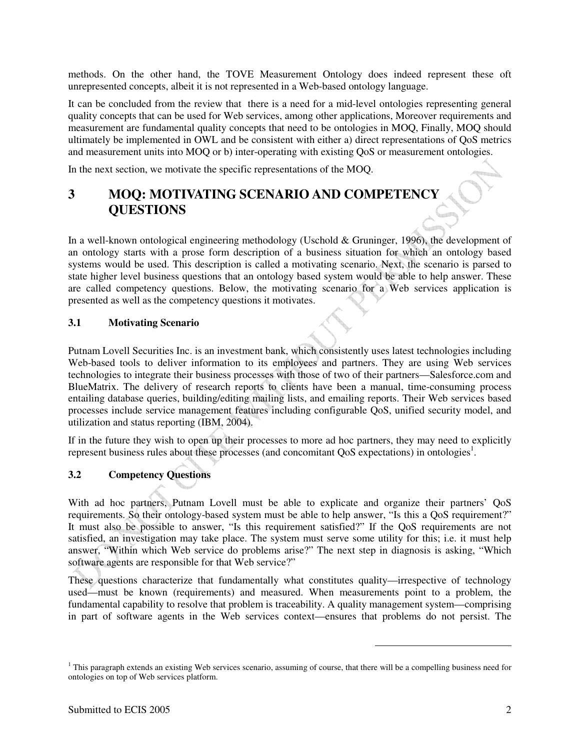methods. On the other hand, the TOVE Measurement Ontology does indeed represent these oft unrepresented concepts, albeit it is not represented in a Web-based ontology language.

It can be concluded from the review that there is a need for a mid-level ontologies representing general quality concepts that can be used for Web services, among other applications, Moreover requirements and measurement are fundamental quality concepts that need to be ontologies in MOQ, Finally, MOQ should ultimately be implemented in OWL and be consistent with either a) direct representations of QoS metrics and measurement units into MOQ or b) inter-operating with existing QoS or measurement ontologies.

In the next section, we motivate the specific representations of the MOQ.

# 3 MOQ: MOTIVATING SCENARIO AND COMPETENCY QUESTIONS

In a well-known ontological engineering methodology (Uschold & Gruninger, 1996), the development of an ontology starts with a prose form description of a business situation for which an ontology based systems would be used. This description is called a motivating scenario. Next, the scenario is parsed to state higher level business questions that an ontology based system would be able to help answer. These are called competency questions. Below, the motivating scenario for a Web services application is presented as well as the competency questions it motivates.

## 3.1 Motivating Scenario

Putnam Lovell Securities Inc. is an investment bank, which consistently uses latest technologies including Web-based tools to deliver information to its employees and partners. They are using Web services technologies to integrate their business processes with those of two of their partners—Salesforce.com and BlueMatrix. The delivery of research reports to clients have been a manual, time-consuming process entailing database queries, building/editing mailing lists, and emailing reports. Their Web services based processes include service management features including configurable QoS, unified security model, and utilization and status reporting (IBM, 2004).

If in the future they wish to open up their processes to more ad hoc partners, they may need to explicitly represent business rules about these processes (and concomitant QoS expectations) in ontologies[1].

## 3.2 Competency Questions

With ad hoc partners, Putnam Lovell must be able to explicate and organize their partners' QoS requirements. So their ontology-based system must be able to help answer, "Is this a QoS requirement?" It must also be possible to answer, "Is this requirement satisfied?" If the QoS requirements are not satisfied, an investigation may take place. The system must serve some utility for this; i.e. it must help answer, "Within which Web service do problems arise?" The next step in diagnosis is asking, "Which software agents are responsible for that Web service?"

These questions characterize that fundamentally what constitutes quality—irrespective of technology used—must be known (requirements) and measured. When measurements point to a problem, the fundamental capability to resolve that problem is traceability. A quality management system—comprising in part of software agents in the Web services context—ensures that problems do not persist. The

[1] This paragraph extends an existing Web services scenario, assuming of course, that there will be a compelling business need for ontologies on top of Web services platform.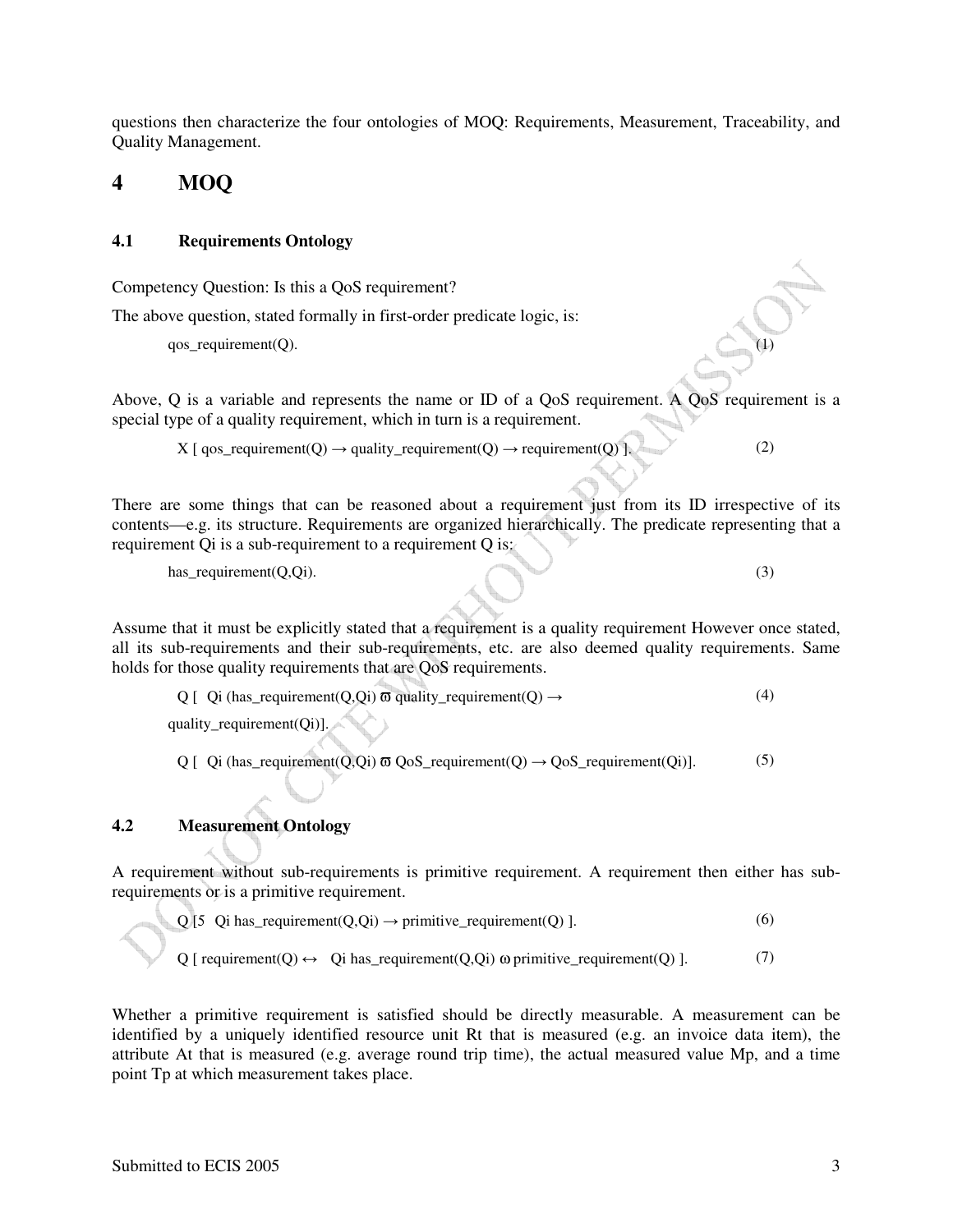questions then characterize the four ontologies of MOQ: Requirements, Measurement, Traceability, and Quality Management.

# 4 MOQ

## 4.1 Requirements Ontology

Competency Question: Is this a QoS requirement?

The above question, stated formally in first-order predicate logic, is:

$$\text{qos\_requirement}(Q). \tag{1}$$

Above, Q is a variable and represents the name or ID of a QoS requirement. A QoS requirement is a special type of a quality requirement, which in turn is a requirement.

$$X\ [\ \text{qos\_requirement}(Q) \rightarrow \text{quality\_requirement}(Q) \rightarrow \text{requirement}(Q)\ ]. \tag{2}$$

There are some things that can be reasoned about a requirement just from its ID irrespective of its contents—e.g. its structure. Requirements are organized hierarchically. The predicate representing that a requirement Qi is a sub-requirement to a requirement Q is:

$$\text{has\_requirement}(Q,Qi). \tag{3}$$

Assume that it must be explicitly stated that a requirement is a quality requirement However once stated, all its sub-requirements and their sub-requirements, etc. are also deemed quality requirements. Same holds for those quality requirements that are QoS requirements.

$$Q\ [\ \ Qi\ (\text{has\_requirement}(Q,Qi)\ \varpi\ \text{quality\_requirement}(Q) \rightarrow \text{quality\_requirement}(Qi)]. \tag{4}$$

$$Q\ [\ \ Qi\ (\text{has\_requirement}(Q,Qi)\ \varpi\ \text{QoS\_requirement}(Q) \rightarrow \text{QoS\_requirement}(Qi)]. \tag{5}$$

## 4.2 Measurement Ontology

A requirement without sub-requirements is primitive requirement. A requirement then either has sub-requirements or is a primitive requirement.

$$Q\ [5\ \ Qi\ \text{has\_requirement}(Q,Qi) \rightarrow \text{primitive\_requirement}(Q)\ ]. \tag{6}$$

$$Q\ [\ \text{requirement}(Q) \leftrightarrow\ \ Qi\ \text{has\_requirement}(Q,Qi)\ \omega\ \text{primitive\_requirement}(Q)\ ]. \tag{7}$$

Whether a primitive requirement is satisfied should be directly measurable. A measurement can be identified by a uniquely identified resource unit Rt that is measured (e.g. an invoice data item), the attribute At that is measured (e.g. average round trip time), the actual measured value Mp, and a time point Tp at which measurement takes place.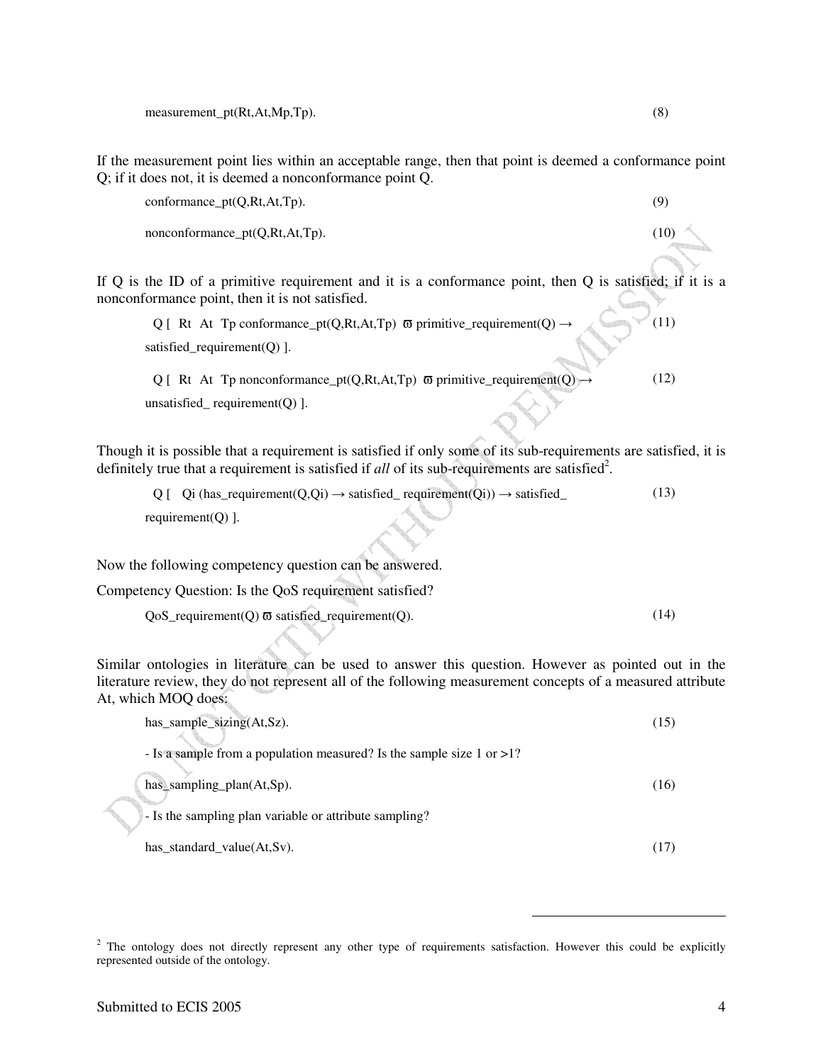measurement_pt(Rt,At,Mp,Tp). (8)

If the measurement point lies within an acceptable range, then that point is deemed a conformance point Q; if it does not, it is deemed a nonconformance point Q.

conformance_pt(Q,Rt,At,Tp). (9)

nonconformance_pt(Q,Rt,At,Tp). (10)

If Q is the ID of a primitive requirement and it is a conformance point, then Q is satisfied; if it is a nonconformance point, then it is not satisfied.

Q [ Rt At Tp conformance_pt(Q,Rt,At,Tp) ϖ primitive_requirement(Q) → satisfied_requirement(Q) ]. (11)

Q [ Rt At Tp nonconformance_pt(Q,Rt,At,Tp) ϖ primitive_requirement(Q) → unsatisfied_ requirement(Q) ]. (12)

Though it is possible that a requirement is satisfied if only some of its sub-requirements are satisfied, it is definitely true that a requirement is satisfied if *all* of its sub-requirements are satisfied[2].

Q [ Qi (has_requirement(Q,Qi) → satisfied_ requirement(Qi)) → satisfied_ requirement(Q) ]. (13)

Now the following competency question can be answered.

Competency Question: Is the QoS requirement satisfied?

QoS_requirement(Q) ϖ satisfied_requirement(Q). (14)

Similar ontologies in literature can be used to answer this question. However as pointed out in the literature review, they do not represent all of the following measurement concepts of a measured attribute At, which MOQ does:

has_sample_sizing(At,Sz). (15)

- Is a sample from a population measured? Is the sample size 1 or >1?

has_sampling_plan(At,Sp). (16)

- Is the sampling plan variable or attribute sampling?

has_standard_value(At,Sv). (17)

[2] The ontology does not directly represent any other type of requirements satisfaction. However this could be explicitly represented outside of the ontology.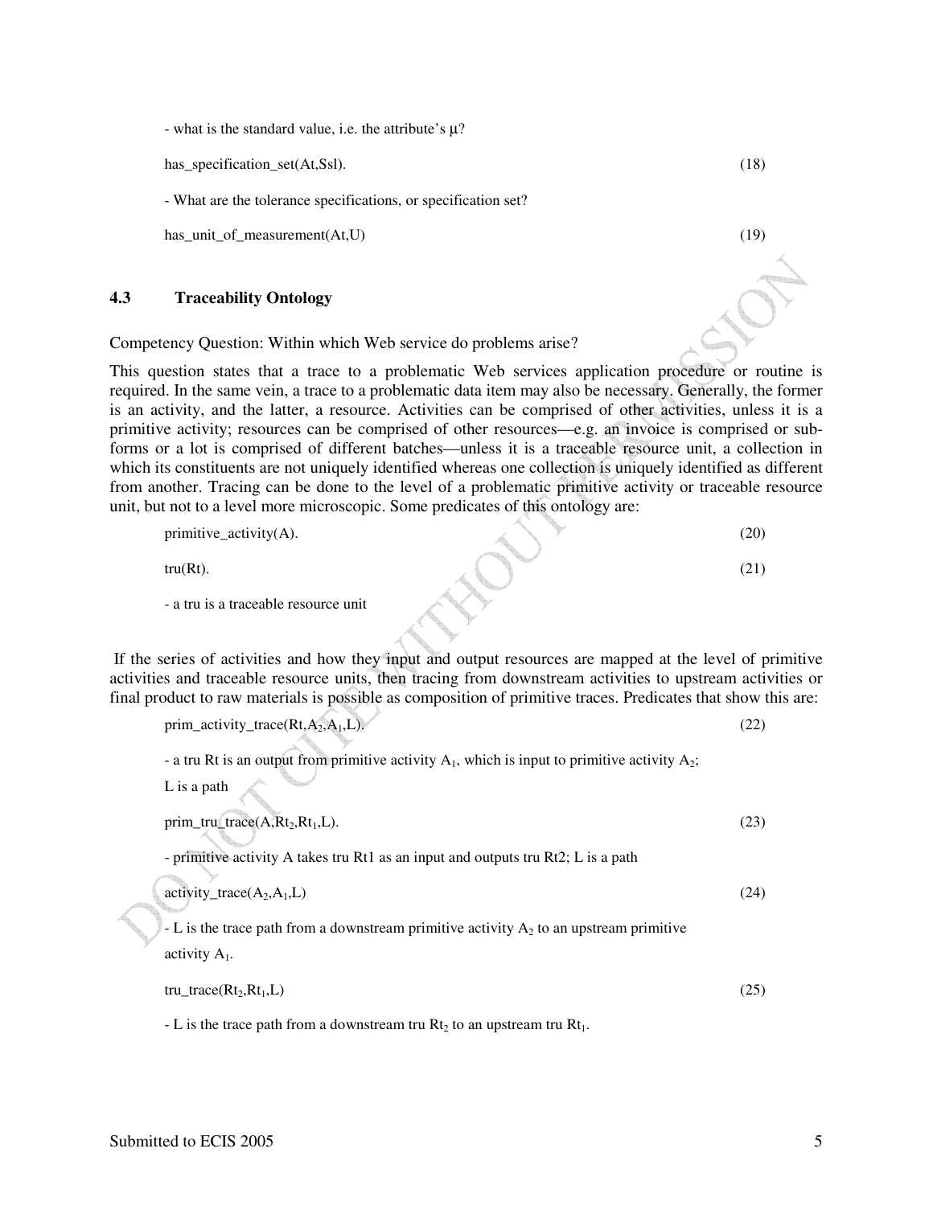- what is the standard value, i.e. the attribute's $\mu$?

has_specification_set(At,Ssl). (18)

- What are the tolerance specifications, or specification set?

has_unit_of_measurement(At,U) (19)

### 4.3 Traceability Ontology

Competency Question: Within which Web service do problems arise?

This question states that a trace to a problematic Web services application procedure or routine is required. In the same vein, a trace to a problematic data item may also be necessary. Generally, the former is an activity, and the latter, a resource. Activities can be comprised of other activities, unless it is a primitive activity; resources can be comprised of other resources—e.g. an invoice is comprised or sub-forms or a lot is comprised of different batches—unless it is a traceable resource unit, a collection in which its constituents are not uniquely identified whereas one collection is uniquely identified as different from another. Tracing can be done to the level of a problematic primitive activity or traceable resource unit, but not to a level more microscopic. Some predicates of this ontology are:

primitive_activity(A). (20)

tru(Rt). (21)

- a tru is a traceable resource unit

If the series of activities and how they input and output resources are mapped at the level of primitive activities and traceable resource units, then tracing from downstream activities to upstream activities or final product to raw materials is possible as composition of primitive traces. Predicates that show this are:

prim_activity_trace(Rt,$A_2$,$A_1$,L). (22)

- a tru Rt is an output from primitive activity $A_1$, which is input to primitive activity $A_2$; L is a path

prim_tru_trace(A,$Rt_2$,$Rt_1$,L). (23)

- primitive activity A takes tru Rt1 as an input and outputs tru Rt2; L is a path

activity_trace($A_2$,$A_1$,L) (24)

- L is the trace path from a downstream primitive activity $A_2$ to an upstream primitive activity $A_1$.

tru_trace($Rt_2$,$Rt_1$,L) (25)

- L is the trace path from a downstream tru $Rt_2$ to an upstream tru $Rt_1$.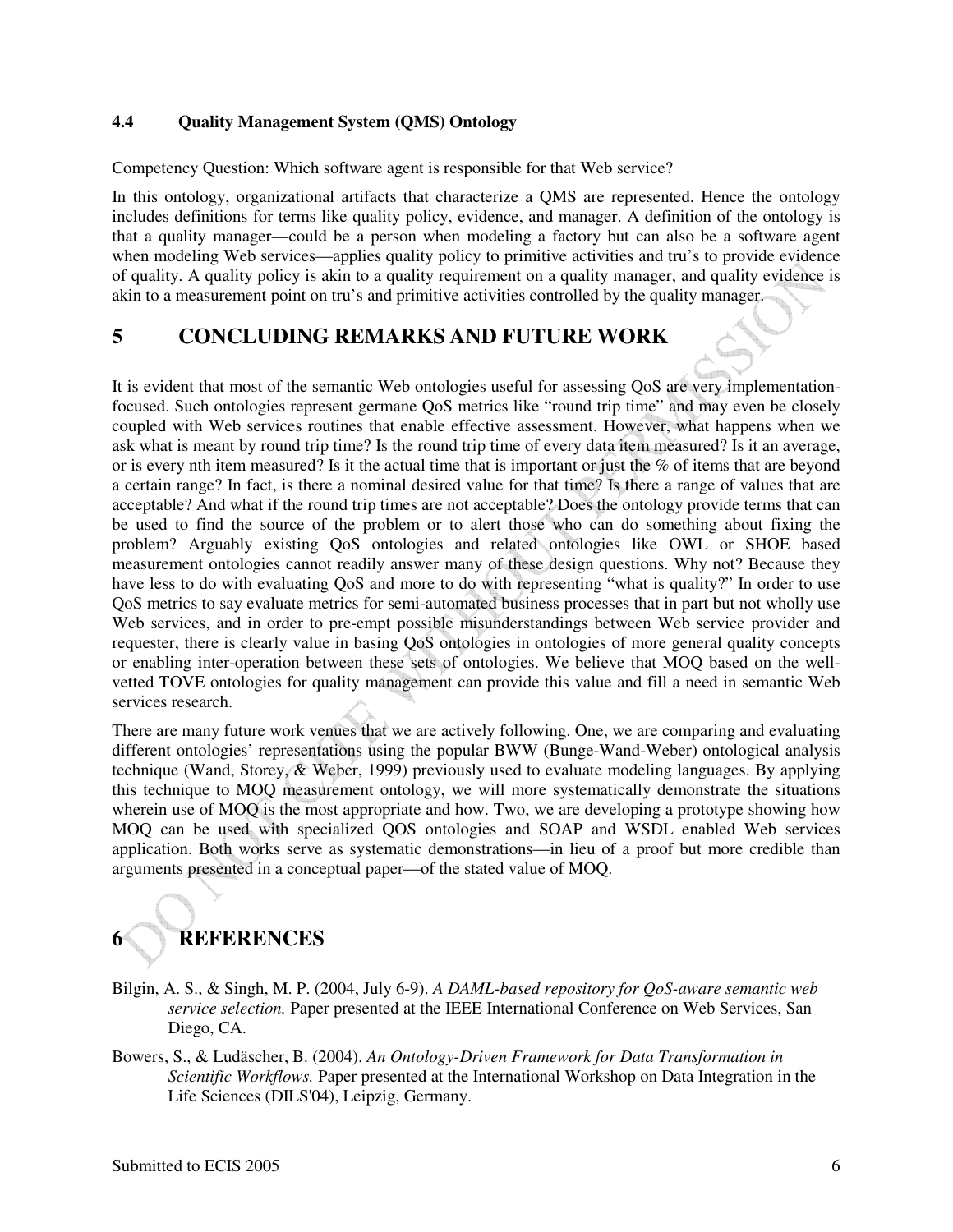### 4.4 Quality Management System (QMS) Ontology

Competency Question: Which software agent is responsible for that Web service?

In this ontology, organizational artifacts that characterize a QMS are represented. Hence the ontology includes definitions for terms like quality policy, evidence, and manager. A definition of the ontology is that a quality manager—could be a person when modeling a factory but can also be a software agent when modeling Web services—applies quality policy to primitive activities and tru's to provide evidence of quality. A quality policy is akin to a quality requirement on a quality manager, and quality evidence is akin to a measurement point on tru's and primitive activities controlled by the quality manager.

# 5 CONCLUDING REMARKS AND FUTURE WORK

It is evident that most of the semantic Web ontologies useful for assessing QoS are very implementation-focused. Such ontologies represent germane QoS metrics like "round trip time" and may even be closely coupled with Web services routines that enable effective assessment. However, what happens when we ask what is meant by round trip time? Is the round trip time of every data item measured? Is it an average, or is every nth item measured? Is it the actual time that is important or just the % of items that are beyond a certain range? In fact, is there a nominal desired value for that time? Is there a range of values that are acceptable? And what if the round trip times are not acceptable? Does the ontology provide terms that can be used to find the source of the problem or to alert those who can do something about fixing the problem? Arguably existing QoS ontologies and related ontologies like OWL or SHOE based measurement ontologies cannot readily answer many of these design questions. Why not? Because they have less to do with evaluating QoS and more to do with representing "what is quality?" In order to use QoS metrics to say evaluate metrics for semi-automated business processes that in part but not wholly use Web services, and in order to pre-empt possible misunderstandings between Web service provider and requester, there is clearly value in basing QoS ontologies in ontologies of more general quality concepts or enabling inter-operation between these sets of ontologies. We believe that MOQ based on the well-vetted TOVE ontologies for quality management can provide this value and fill a need in semantic Web services research.

There are many future work venues that we are actively following. One, we are comparing and evaluating different ontologies' representations using the popular BWW (Bunge-Wand-Weber) ontological analysis technique (Wand, Storey, & Weber, 1999) previously used to evaluate modeling languages. By applying this technique to MOQ measurement ontology, we will more systematically demonstrate the situations wherein use of MOQ is the most appropriate and how. Two, we are developing a prototype showing how MOQ can be used with specialized QOS ontologies and SOAP and WSDL enabled Web services application. Both works serve as systematic demonstrations—in lieu of a proof but more credible than arguments presented in a conceptual paper—of the stated value of MOQ.

# 6 REFERENCES

Bilgin, A. S., & Singh, M. P. (2004, July 6-9). *A DAML-based repository for QoS-aware semantic web service selection.* Paper presented at the IEEE International Conference on Web Services, San Diego, CA.

Bowers, S., & Ludäscher, B. (2004). *An Ontology-Driven Framework for Data Transformation in Scientific Workflows.* Paper presented at the International Workshop on Data Integration in the Life Sciences (DILS'04), Leipzig, Germany.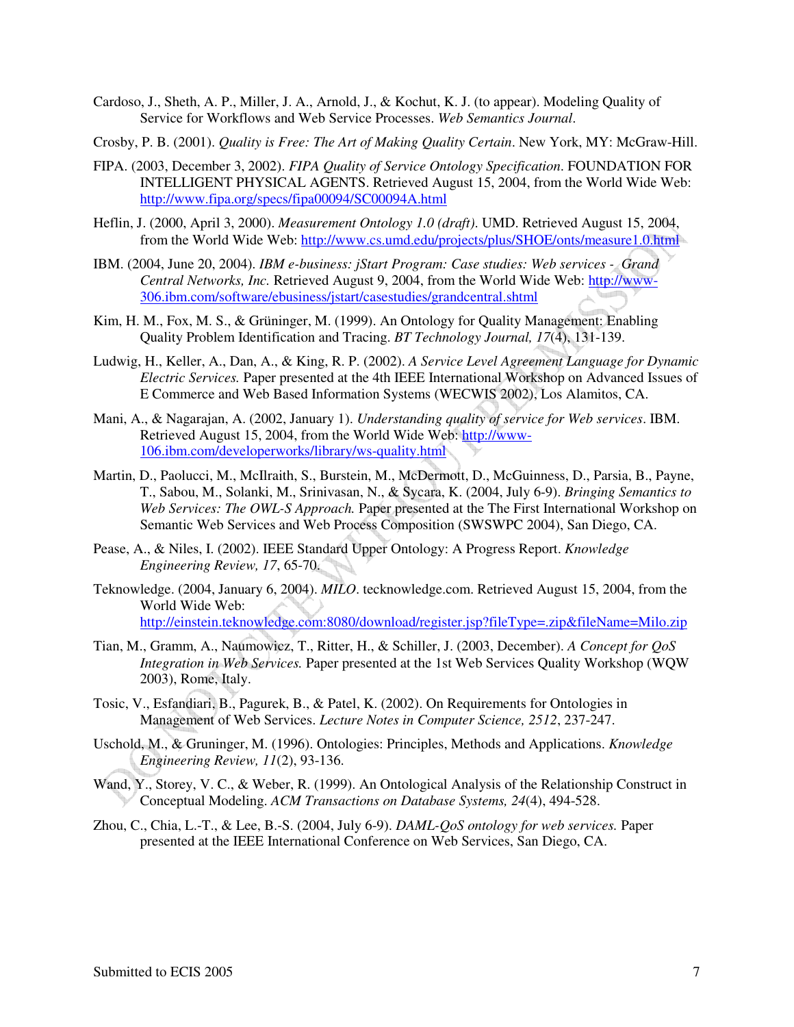Cardoso, J., Sheth, A. P., Miller, J. A., Arnold, J., & Kochut, K. J. (to appear). Modeling Quality of Service for Workflows and Web Service Processes. *Web Semantics Journal*.

Crosby, P. B. (2001). *Quality is Free: The Art of Making Quality Certain*. New York, MY: McGraw-Hill.

FIPA. (2003, December 3, 2002). *FIPA Quality of Service Ontology Specification*. FOUNDATION FOR INTELLIGENT PHYSICAL AGENTS. Retrieved August 15, 2004, from the World Wide Web: http://www.fipa.org/specs/fipa00094/SC00094A.html

Heflin, J. (2000, April 3, 2000). *Measurement Ontology 1.0 (draft)*. UMD. Retrieved August 15, 2004, from the World Wide Web: http://www.cs.umd.edu/projects/plus/SHOE/onts/measure1.0.html

IBM. (2004, June 20, 2004). *IBM e-business: jStart Program: Case studies: Web services - Grand Central Networks, Inc.* Retrieved August 9, 2004, from the World Wide Web: http://www-306.ibm.com/software/ebusiness/jstart/casestudies/grandcentral.shtml

Kim, H. M., Fox, M. S., & Grüninger, M. (1999). An Ontology for Quality Management: Enabling Quality Problem Identification and Tracing. *BT Technology Journal, 17*(4), 131-139.

Ludwig, H., Keller, A., Dan, A., & King, R. P. (2002). *A Service Level Agreement Language for Dynamic Electric Services.* Paper presented at the 4th IEEE International Workshop on Advanced Issues of E Commerce and Web Based Information Systems (WECWIS 2002), Los Alamitos, CA.

Mani, A., & Nagarajan, A. (2002, January 1). *Understanding quality of service for Web services*. IBM. Retrieved August 15, 2004, from the World Wide Web: http://www-106.ibm.com/developerworks/library/ws-quality.html

Martin, D., Paolucci, M., McIlraith, S., Burstein, M., McDermott, D., McGuinness, D., Parsia, B., Payne, T., Sabou, M., Solanki, M., Srinivasan, N., & Sycara, K. (2004, July 6-9). *Bringing Semantics to Web Services: The OWL-S Approach.* Paper presented at the The First International Workshop on Semantic Web Services and Web Process Composition (SWSWPC 2004), San Diego, CA.

Pease, A., & Niles, I. (2002). IEEE Standard Upper Ontology: A Progress Report. *Knowledge Engineering Review, 17*, 65-70.

Teknowledge. (2004, January 6, 2004). *MILO*. tecknowledge.com. Retrieved August 15, 2004, from the World Wide Web: http://einstein.teknowledge.com:8080/download/register.jsp?fileType=.zip&fileName=Milo.zip

Tian, M., Gramm, A., Naumowicz, T., Ritter, H., & Schiller, J. (2003, December). *A Concept for QoS Integration in Web Services.* Paper presented at the 1st Web Services Quality Workshop (WQW 2003), Rome, Italy.

Tosic, V., Esfandiari, B., Pagurek, B., & Patel, K. (2002). On Requirements for Ontologies in Management of Web Services. *Lecture Notes in Computer Science, 2512*, 237-247.

Uschold, M., & Gruninger, M. (1996). Ontologies: Principles, Methods and Applications. *Knowledge Engineering Review, 11*(2), 93-136.

Wand, Y., Storey, V. C., & Weber, R. (1999). An Ontological Analysis of the Relationship Construct in Conceptual Modeling. *ACM Transactions on Database Systems, 24*(4), 494-528.

Zhou, C., Chia, L.-T., & Lee, B.-S. (2004, July 6-9). *DAML-QoS ontology for web services.* Paper presented at the IEEE International Conference on Web Services, San Diego, CA.